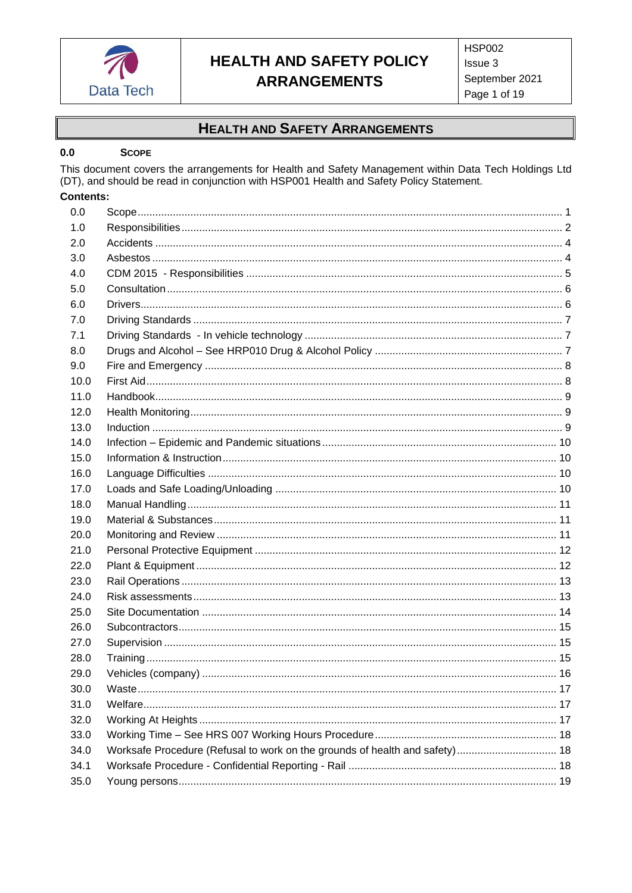# HEALTH AND SAFETY POLICY ARRANGEMENTS

HSP002
Issue 3
September 2021

## HEALTH AND SAFETY ARRANGEMENTS

### 0.0 SCOPE

This document covers the arrangements for Health and Safety Management within Data Tech Holdings Ltd (DT), and should be read in conjunction with HSP001 Health and Safety Policy Statement.

**Contents:**

| | | |
|---|---|---|
| 0.0 | Scope | 1 |
| 1.0 | Responsibilities | 2 |
| 2.0 | Accidents | 4 |
| 3.0 | Asbestos | 4 |
| 4.0 | CDM 2015 - Responsibilities | 5 |
| 5.0 | Consultation | 6 |
| 6.0 | Drivers | 6 |
| 7.0 | Driving Standards | 7 |
| 7.1 | Driving Standards - In vehicle technology | 7 |
| 8.0 | Drugs and Alcohol – See HRP010 Drug & Alcohol Policy | 7 |
| 9.0 | Fire and Emergency | 8 |
| 10.0 | First Aid | 8 |
| 11.0 | Handbook | 9 |
| 12.0 | Health Monitoring | 9 |
| 13.0 | Induction | 9 |
| 14.0 | Infection – Epidemic and Pandemic situations | 10 |
| 15.0 | Information & Instruction | 10 |
| 16.0 | Language Difficulties | 10 |
| 17.0 | Loads and Safe Loading/Unloading | 10 |
| 18.0 | Manual Handling | 11 |
| 19.0 | Material & Substances | 11 |
| 20.0 | Monitoring and Review | 11 |
| 21.0 | Personal Protective Equipment | 12 |
| 22.0 | Plant & Equipment | 12 |
| 23.0 | Rail Operations | 13 |
| 24.0 | Risk assessments | 13 |
| 25.0 | Site Documentation | 14 |
| 26.0 | Subcontractors | 15 |
| 27.0 | Supervision | 15 |
| 28.0 | Training | 15 |
| 29.0 | Vehicles (company) | 16 |
| 30.0 | Waste | 17 |
| 31.0 | Welfare | 17 |
| 32.0 | Working At Heights | 17 |
| 33.0 | Working Time – See HRS 007 Working Hours Procedure | 18 |
| 34.0 | Worksafe Procedure (Refusal to work on the grounds of health and safety) | 18 |
| 34.1 | Worksafe Procedure - Confidential Reporting - Rail | 18 |
| 35.0 | Young persons | 19 |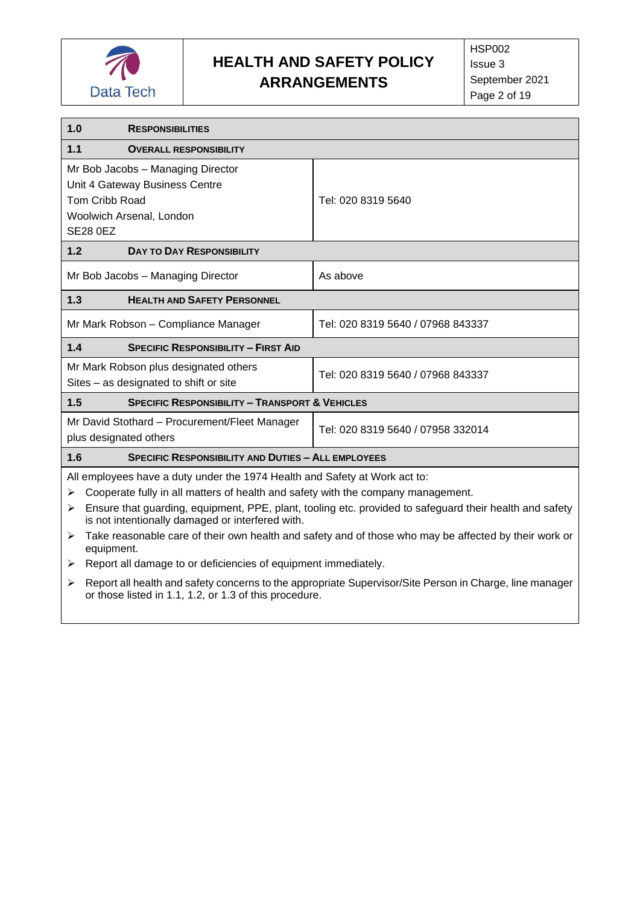## 1.0 RESPONSIBILITIES

### 1.1 OVERALL RESPONSIBILITY

| | |
|---|---|
| Mr Bob Jacobs – Managing Director<br>Unit 4 Gateway Business Centre<br>Tom Cribb Road<br>Woolwich Arsenal, London<br>SE28 0EZ | Tel: 020 8319 5640 |

### 1.2 DAY TO DAY RESPONSIBILITY

| | |
|---|---|
| Mr Bob Jacobs – Managing Director | As above |

### 1.3 HEALTH AND SAFETY PERSONNEL

| | |
|---|---|
| Mr Mark Robson – Compliance Manager | Tel: 020 8319 5640 / 07968 843337 |

### 1.4 SPECIFIC RESPONSIBILITY – FIRST AID

| | |
|---|---|
| Mr Mark Robson plus designated others<br>Sites – as designated to shift or site | Tel: 020 8319 5640 / 07968 843337 |

### 1.5 SPECIFIC RESPONSIBILITY – TRANSPORT & VEHICLES

| | |
|---|---|
| Mr David Stothard – Procurement/Fleet Manager plus designated others | Tel: 020 8319 5640 / 07958 332014 |

### 1.6 SPECIFIC RESPONSIBILITY AND DUTIES – ALL EMPLOYEES

All employees have a duty under the 1974 Health and Safety at Work act to:

- Cooperate fully in all matters of health and safety with the company management.
- Ensure that guarding, equipment, PPE, plant, tooling etc. provided to safeguard their health and safety is not intentionally damaged or interfered with.
- Take reasonable care of their own health and safety and of those who may be affected by their work or equipment.
- Report all damage to or deficiencies of equipment immediately.
- Report all health and safety concerns to the appropriate Supervisor/Site Person in Charge, line manager or those listed in 1.1, 1.2, or 1.3 of this procedure.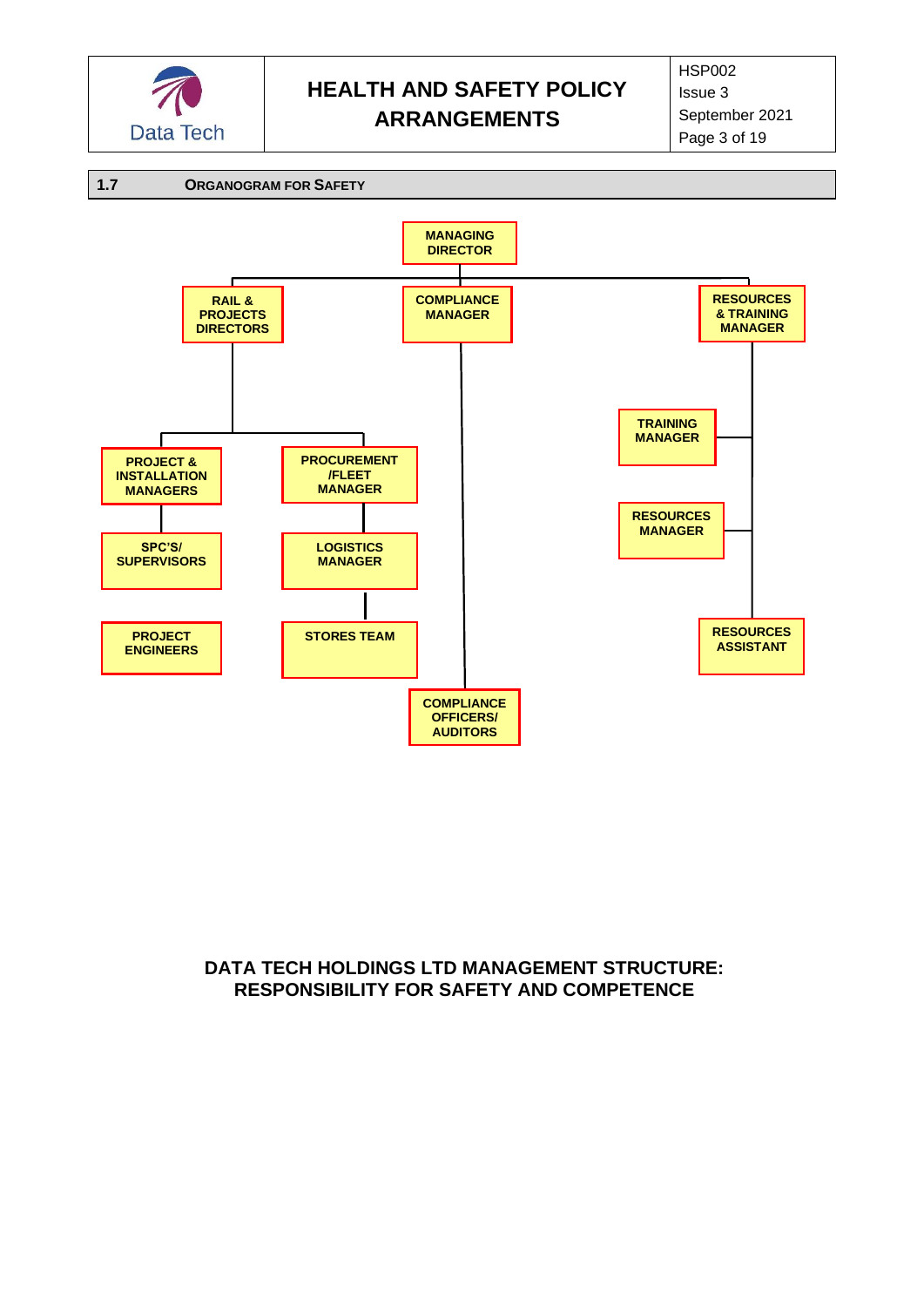## 1.7 ORGANOGRAM FOR SAFETY

- MANAGING DIRECTOR
  - RAIL & PROJECTS DIRECTORS
    - PROJECT & INSTALLATION MANAGERS
      - SPC'S/ SUPERVISORS
      - PROJECT ENGINEERS
    - PROCUREMENT /FLEET MANAGER
      - LOGISTICS MANAGER
        - STORES TEAM
  - COMPLIANCE MANAGER
    - COMPLIANCE OFFICERS/ AUDITORS
  - RESOURCES & TRAINING MANAGER
    - TRAINING MANAGER
    - RESOURCES MANAGER
    - RESOURCES ASSISTANT

**DATA TECH HOLDINGS LTD MANAGEMENT STRUCTURE: RESPONSIBILITY FOR SAFETY AND COMPETENCE**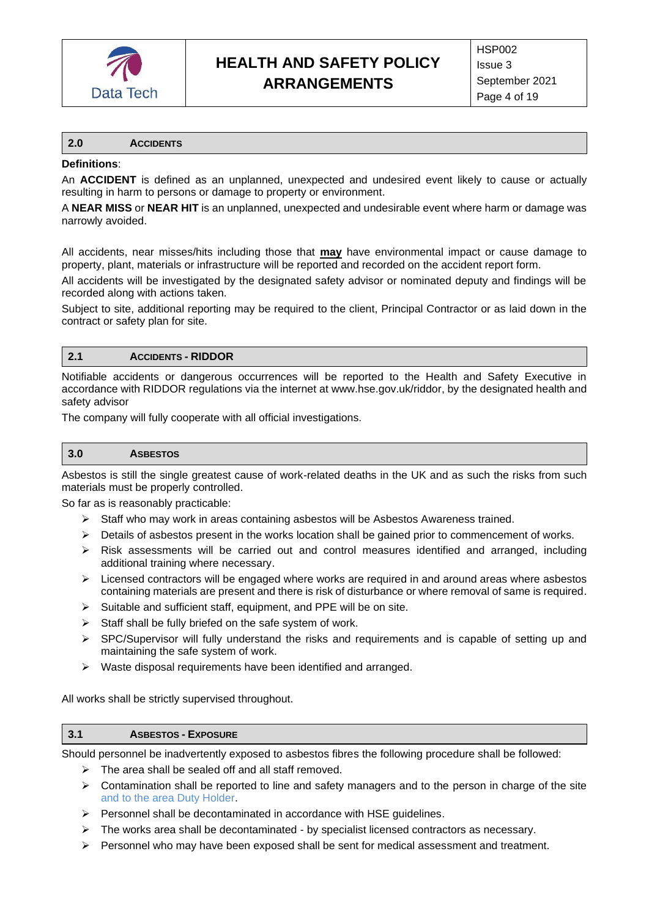## 2.0 ACCIDENTS

**Definitions**:

An **ACCIDENT** is defined as an unplanned, unexpected and undesired event likely to cause or actually resulting in harm to persons or damage to property or environment.

A **NEAR MISS** or **NEAR HIT** is an unplanned, unexpected and undesirable event where harm or damage was narrowly avoided.

All accidents, near misses/hits including those that **may** have environmental impact or cause damage to property, plant, materials or infrastructure will be reported and recorded on the accident report form.

All accidents will be investigated by the designated safety advisor or nominated deputy and findings will be recorded along with actions taken.

Subject to site, additional reporting may be required to the client, Principal Contractor or as laid down in the contract or safety plan for site.

## 2.1 ACCIDENTS - RIDDOR

Notifiable accidents or dangerous occurrences will be reported to the Health and Safety Executive in accordance with RIDDOR regulations via the internet at www.hse.gov.uk/riddor, by the designated health and safety advisor

The company will fully cooperate with all official investigations.

## 3.0 ASBESTOS

Asbestos is still the single greatest cause of work-related deaths in the UK and as such the risks from such materials must be properly controlled.

So far as is reasonably practicable:

- Staff who may work in areas containing asbestos will be Asbestos Awareness trained.
- Details of asbestos present in the works location shall be gained prior to commencement of works.
- Risk assessments will be carried out and control measures identified and arranged, including additional training where necessary.
- Licensed contractors will be engaged where works are required in and around areas where asbestos containing materials are present and there is risk of disturbance or where removal of same is required.
- Suitable and sufficient staff, equipment, and PPE will be on site.
- Staff shall be fully briefed on the safe system of work.
- SPC/Supervisor will fully understand the risks and requirements and is capable of setting up and maintaining the safe system of work.
- Waste disposal requirements have been identified and arranged.

All works shall be strictly supervised throughout.

## 3.1 ASBESTOS - EXPOSURE

Should personnel be inadvertently exposed to asbestos fibres the following procedure shall be followed:

- The area shall be sealed off and all staff removed.
- Contamination shall be reported to line and safety managers and to the person in charge of the site and to the area Duty Holder.
- Personnel shall be decontaminated in accordance with HSE guidelines.
- The works area shall be decontaminated - by specialist licensed contractors as necessary.
- Personnel who may have been exposed shall be sent for medical assessment and treatment.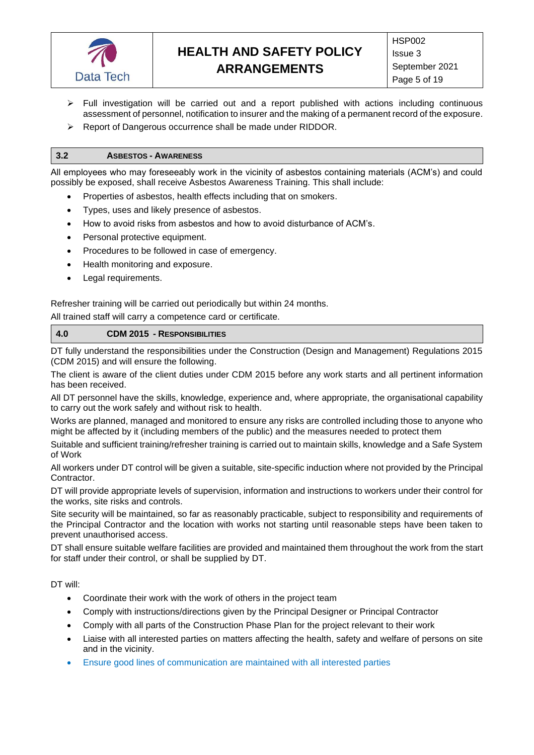- Full investigation will be carried out and a report published with actions including continuous assessment of personnel, notification to insurer and the making of a permanent record of the exposure.
- Report of Dangerous occurrence shall be made under RIDDOR.

## 3.2 ASBESTOS - AWARENESS

All employees who may foreseeably work in the vicinity of asbestos containing materials (ACM's) and could possibly be exposed, shall receive Asbestos Awareness Training. This shall include:

- Properties of asbestos, health effects including that on smokers.
- Types, uses and likely presence of asbestos.
- How to avoid risks from asbestos and how to avoid disturbance of ACM's.
- Personal protective equipment.
- Procedures to be followed in case of emergency.
- Health monitoring and exposure.
- Legal requirements.

Refresher training will be carried out periodically but within 24 months.

All trained staff will carry a competence card or certificate.

## 4.0 CDM 2015 - RESPONSIBILITIES

DT fully understand the responsibilities under the Construction (Design and Management) Regulations 2015 (CDM 2015) and will ensure the following.

The client is aware of the client duties under CDM 2015 before any work starts and all pertinent information has been received.

All DT personnel have the skills, knowledge, experience and, where appropriate, the organisational capability to carry out the work safely and without risk to health.

Works are planned, managed and monitored to ensure any risks are controlled including those to anyone who might be affected by it (including members of the public) and the measures needed to protect them

Suitable and sufficient training/refresher training is carried out to maintain skills, knowledge and a Safe System of Work

All workers under DT control will be given a suitable, site-specific induction where not provided by the Principal Contractor.

DT will provide appropriate levels of supervision, information and instructions to workers under their control for the works, site risks and controls.

Site security will be maintained, so far as reasonably practicable, subject to responsibility and requirements of the Principal Contractor and the location with works not starting until reasonable steps have been taken to prevent unauthorised access.

DT shall ensure suitable welfare facilities are provided and maintained them throughout the work from the start for staff under their control, or shall be supplied by DT.

DT will:

- Coordinate their work with the work of others in the project team
- Comply with instructions/directions given by the Principal Designer or Principal Contractor
- Comply with all parts of the Construction Phase Plan for the project relevant to their work
- Liaise with all interested parties on matters affecting the health, safety and welfare of persons on site and in the vicinity.
- Ensure good lines of communication are maintained with all interested parties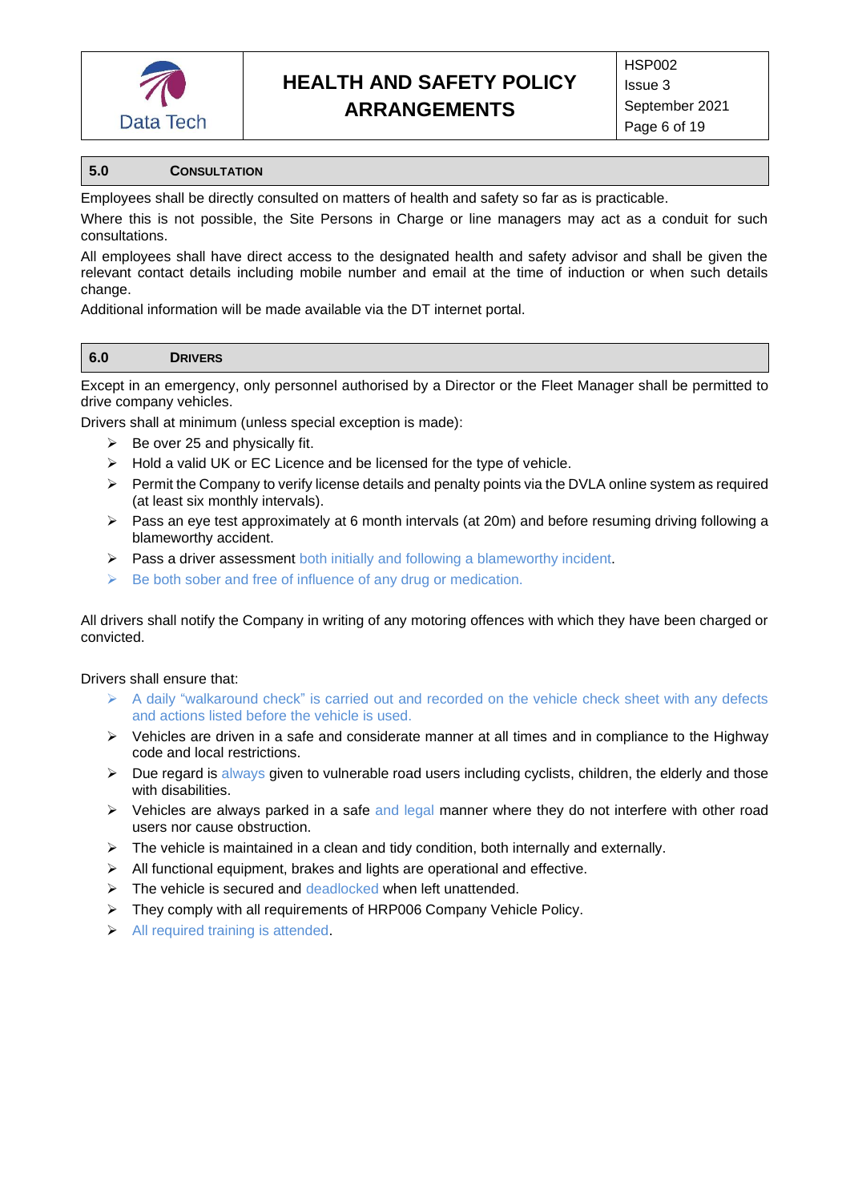## 5.0 CONSULTATION

Employees shall be directly consulted on matters of health and safety so far as is practicable.

Where this is not possible, the Site Persons in Charge or line managers may act as a conduit for such consultations.

All employees shall have direct access to the designated health and safety advisor and shall be given the relevant contact details including mobile number and email at the time of induction or when such details change.

Additional information will be made available via the DT internet portal.

## 6.0 DRIVERS

Except in an emergency, only personnel authorised by a Director or the Fleet Manager shall be permitted to drive company vehicles.

Drivers shall at minimum (unless special exception is made):

- Be over 25 and physically fit.
- Hold a valid UK or EC Licence and be licensed for the type of vehicle.
- Permit the Company to verify license details and penalty points via the DVLA online system as required (at least six monthly intervals).
- Pass an eye test approximately at 6 month intervals (at 20m) and before resuming driving following a blameworthy accident.
- Pass a driver assessment both initially and following a blameworthy incident.
- Be both sober and free of influence of any drug or medication.

All drivers shall notify the Company in writing of any motoring offences with which they have been charged or convicted.

Drivers shall ensure that:

- A daily "walkaround check" is carried out and recorded on the vehicle check sheet with any defects and actions listed before the vehicle is used.
- Vehicles are driven in a safe and considerate manner at all times and in compliance to the Highway code and local restrictions.
- Due regard is always given to vulnerable road users including cyclists, children, the elderly and those with disabilities.
- Vehicles are always parked in a safe and legal manner where they do not interfere with other road users nor cause obstruction.
- The vehicle is maintained in a clean and tidy condition, both internally and externally.
- All functional equipment, brakes and lights are operational and effective.
- The vehicle is secured and deadlocked when left unattended.
- They comply with all requirements of HRP006 Company Vehicle Policy.
- All required training is attended.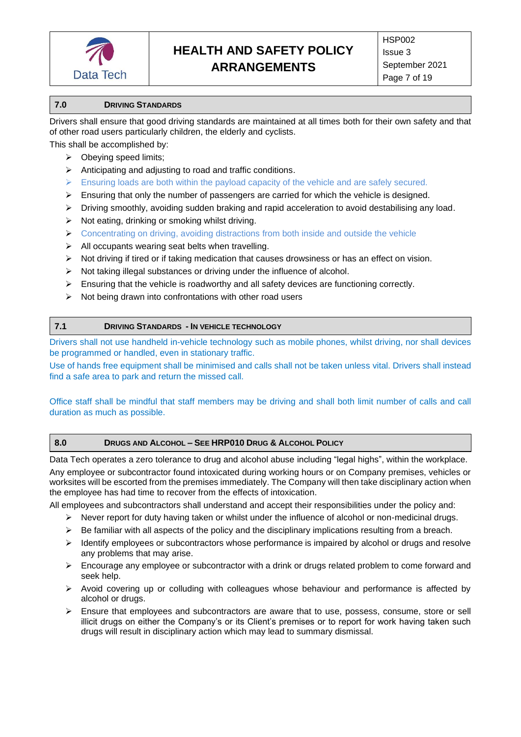## 7.0 Driving Standards

Drivers shall ensure that good driving standards are maintained at all times both for their own safety and that of other road users particularly children, the elderly and cyclists.

This shall be accomplished by:

- Obeying speed limits;
- Anticipating and adjusting to road and traffic conditions.
- Ensuring loads are both within the payload capacity of the vehicle and are safely secured.
- Ensuring that only the number of passengers are carried for which the vehicle is designed.
- Driving smoothly, avoiding sudden braking and rapid acceleration to avoid destabilising any load.
- Not eating, drinking or smoking whilst driving.
- Concentrating on driving, avoiding distractions from both inside and outside the vehicle
- All occupants wearing seat belts when travelling.
- Not driving if tired or if taking medication that causes drowsiness or has an effect on vision.
- Not taking illegal substances or driving under the influence of alcohol.
- Ensuring that the vehicle is roadworthy and all safety devices are functioning correctly.
- Not being drawn into confrontations with other road users

## 7.1 Driving Standards - In vehicle technology

Drivers shall not use handheld in-vehicle technology such as mobile phones, whilst driving, nor shall devices be programmed or handled, even in stationary traffic.

Use of hands free equipment shall be minimised and calls shall not be taken unless vital. Drivers shall instead find a safe area to park and return the missed call.

Office staff shall be mindful that staff members may be driving and shall both limit number of calls and call duration as much as possible.

## 8.0 Drugs and Alcohol – See HRP010 Drug & Alcohol Policy

Data Tech operates a zero tolerance to drug and alcohol abuse including "legal highs", within the workplace.

Any employee or subcontractor found intoxicated during working hours or on Company premises, vehicles or worksites will be escorted from the premises immediately. The Company will then take disciplinary action when the employee has had time to recover from the effects of intoxication.

All employees and subcontractors shall understand and accept their responsibilities under the policy and:

- Never report for duty having taken or whilst under the influence of alcohol or non-medicinal drugs.
- Be familiar with all aspects of the policy and the disciplinary implications resulting from a breach.
- Identify employees or subcontractors whose performance is impaired by alcohol or drugs and resolve any problems that may arise.
- Encourage any employee or subcontractor with a drink or drugs related problem to come forward and seek help.
- Avoid covering up or colluding with colleagues whose behaviour and performance is affected by alcohol or drugs.
- Ensure that employees and subcontractors are aware that to use, possess, consume, store or sell illicit drugs on either the Company's or its Client's premises or to report for work having taken such drugs will result in disciplinary action which may lead to summary dismissal.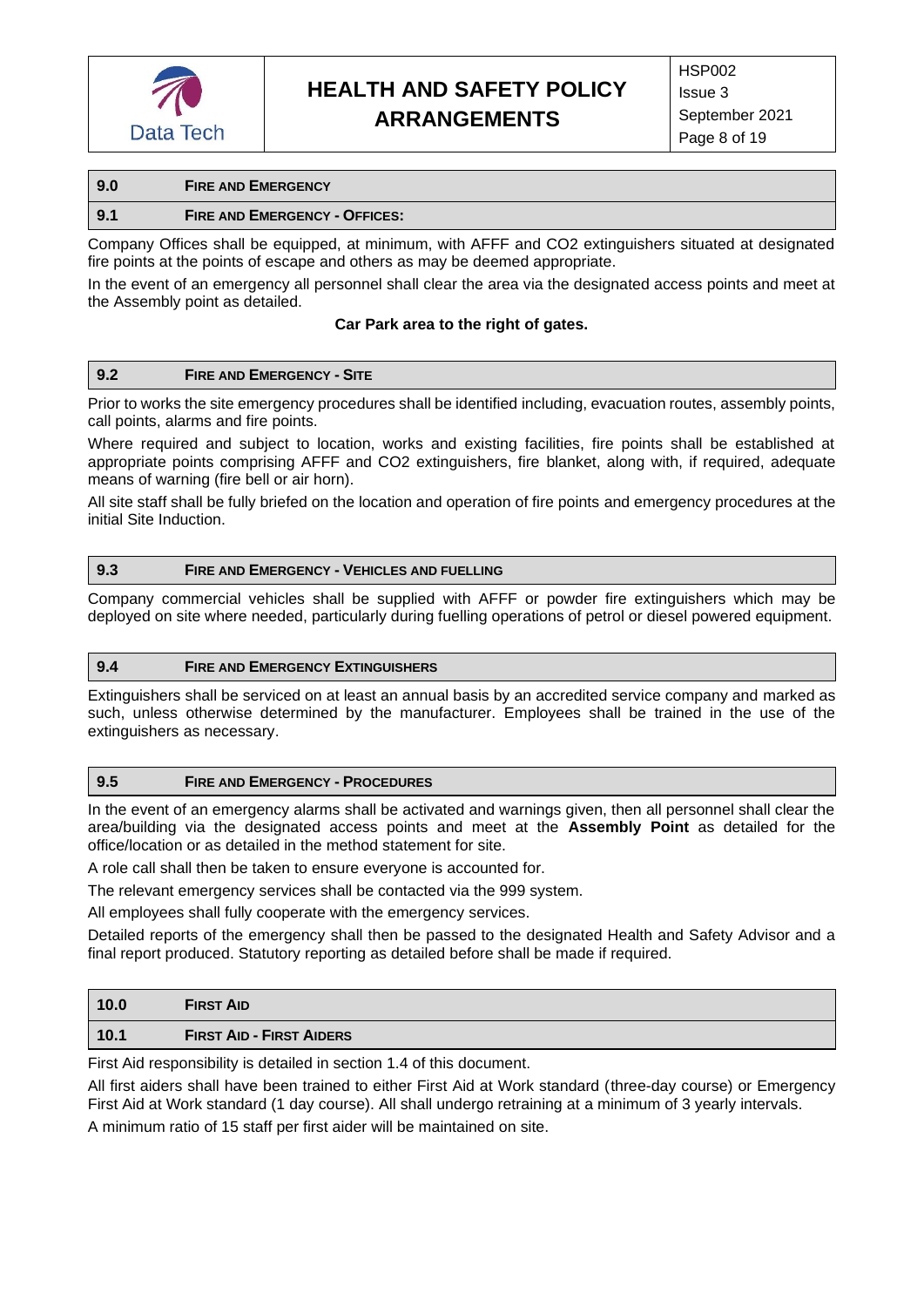## 9.0 FIRE AND EMERGENCY

### 9.1 FIRE AND EMERGENCY - OFFICES:

Company Offices shall be equipped, at minimum, with AFFF and $CO_2$ extinguishers situated at designated fire points at the points of escape and others as may be deemed appropriate.

In the event of an emergency all personnel shall clear the area via the designated access points and meet at the Assembly point as detailed.

**Car Park area to the right of gates.**

### 9.2 FIRE AND EMERGENCY - SITE

Prior to works the site emergency procedures shall be identified including, evacuation routes, assembly points, call points, alarms and fire points.

Where required and subject to location, works and existing facilities, fire points shall be established at appropriate points comprising AFFF and $CO_2$ extinguishers, fire blanket, along with, if required, adequate means of warning (fire bell or air horn).

All site staff shall be fully briefed on the location and operation of fire points and emergency procedures at the initial Site Induction.

### 9.3 FIRE AND EMERGENCY - VEHICLES AND FUELLING

Company commercial vehicles shall be supplied with AFFF or powder fire extinguishers which may be deployed on site where needed, particularly during fuelling operations of petrol or diesel powered equipment.

### 9.4 FIRE AND EMERGENCY EXTINGUISHERS

Extinguishers shall be serviced on at least an annual basis by an accredited service company and marked as such, unless otherwise determined by the manufacturer. Employees shall be trained in the use of the extinguishers as necessary.

### 9.5 FIRE AND EMERGENCY - PROCEDURES

In the event of an emergency alarms shall be activated and warnings given, then all personnel shall clear the area/building via the designated access points and meet at the **Assembly Point** as detailed for the office/location or as detailed in the method statement for site.

A role call shall then be taken to ensure everyone is accounted for.

The relevant emergency services shall be contacted via the 999 system.

All employees shall fully cooperate with the emergency services.

Detailed reports of the emergency shall then be passed to the designated Health and Safety Advisor and a final report produced. Statutory reporting as detailed before shall be made if required.

## 10.0 FIRST AID

### 10.1 FIRST AID - FIRST AIDERS

First Aid responsibility is detailed in section 1.4 of this document.

All first aiders shall have been trained to either First Aid at Work standard (three-day course) or Emergency First Aid at Work standard (1 day course). All shall undergo retraining at a minimum of 3 yearly intervals.

A minimum ratio of 15 staff per first aider will be maintained on site.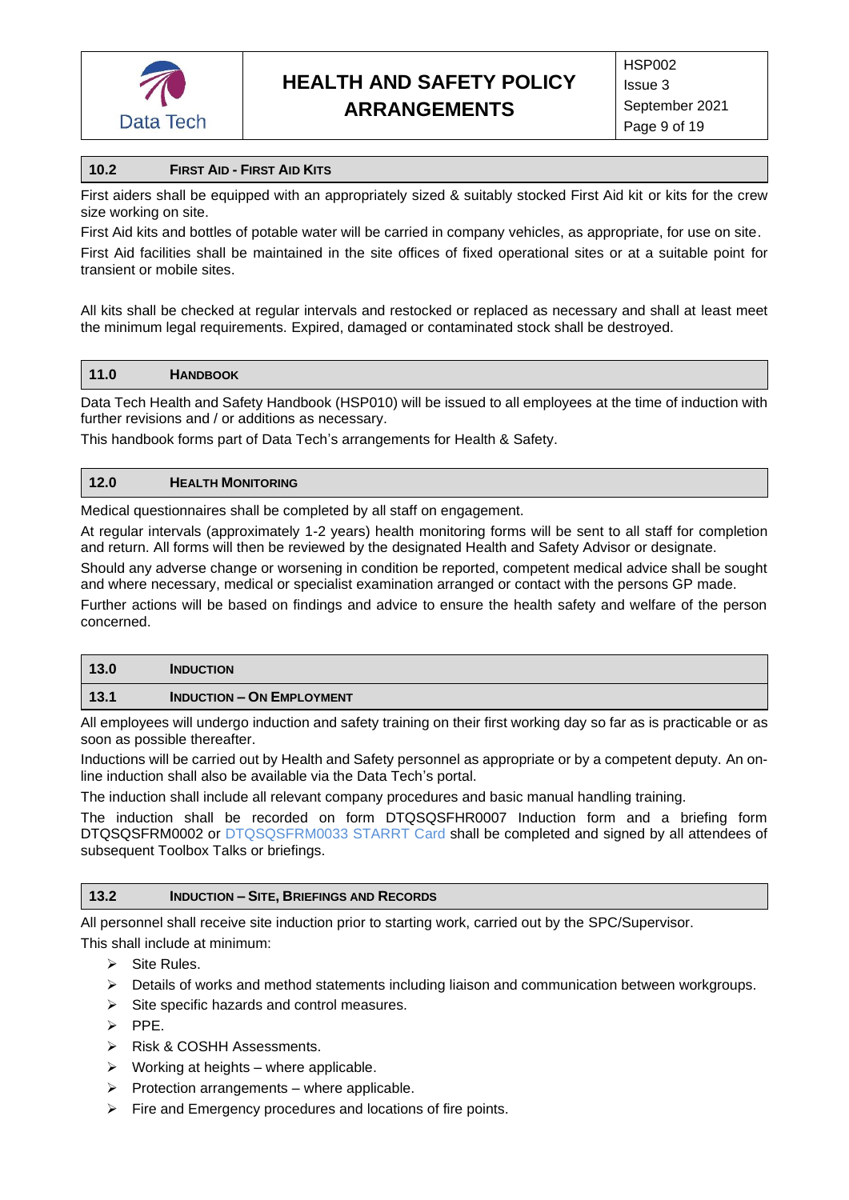## 10.2 First Aid - First Aid Kits

First aiders shall be equipped with an appropriately sized & suitably stocked First Aid kit or kits for the crew size working on site.

First Aid kits and bottles of potable water will be carried in company vehicles, as appropriate, for use on site.

First Aid facilities shall be maintained in the site offices of fixed operational sites or at a suitable point for transient or mobile sites.

All kits shall be checked at regular intervals and restocked or replaced as necessary and shall at least meet the minimum legal requirements. Expired, damaged or contaminated stock shall be destroyed.

## 11.0 Handbook

Data Tech Health and Safety Handbook (HSP010) will be issued to all employees at the time of induction with further revisions and / or additions as necessary.

This handbook forms part of Data Tech's arrangements for Health & Safety.

## 12.0 Health Monitoring

Medical questionnaires shall be completed by all staff on engagement.

At regular intervals (approximately 1-2 years) health monitoring forms will be sent to all staff for completion and return. All forms will then be reviewed by the designated Health and Safety Advisor or designate.

Should any adverse change or worsening in condition be reported, competent medical advice shall be sought and where necessary, medical or specialist examination arranged or contact with the persons GP made.

Further actions will be based on findings and advice to ensure the health safety and welfare of the person concerned.

## 13.0 Induction

### 13.1 Induction – On Employment

All employees will undergo induction and safety training on their first working day so far as is practicable or as soon as possible thereafter.

Inductions will be carried out by Health and Safety personnel as appropriate or by a competent deputy. An on-line induction shall also be available via the Data Tech's portal.

The induction shall include all relevant company procedures and basic manual handling training.

The induction shall be recorded on form DTQSQSFHR0007 Induction form and a briefing form DTQSQSFRM0002 or DTQSQSFRM0033 STARRT Card shall be completed and signed by all attendees of subsequent Toolbox Talks or briefings.

### 13.2 Induction – Site, Briefings and Records

All personnel shall receive site induction prior to starting work, carried out by the SPC/Supervisor.

This shall include at minimum:

- Site Rules.
- Details of works and method statements including liaison and communication between workgroups.
- Site specific hazards and control measures.
- PPE.
- Risk & COSHH Assessments.
- Working at heights – where applicable.
- Protection arrangements – where applicable.
- Fire and Emergency procedures and locations of fire points.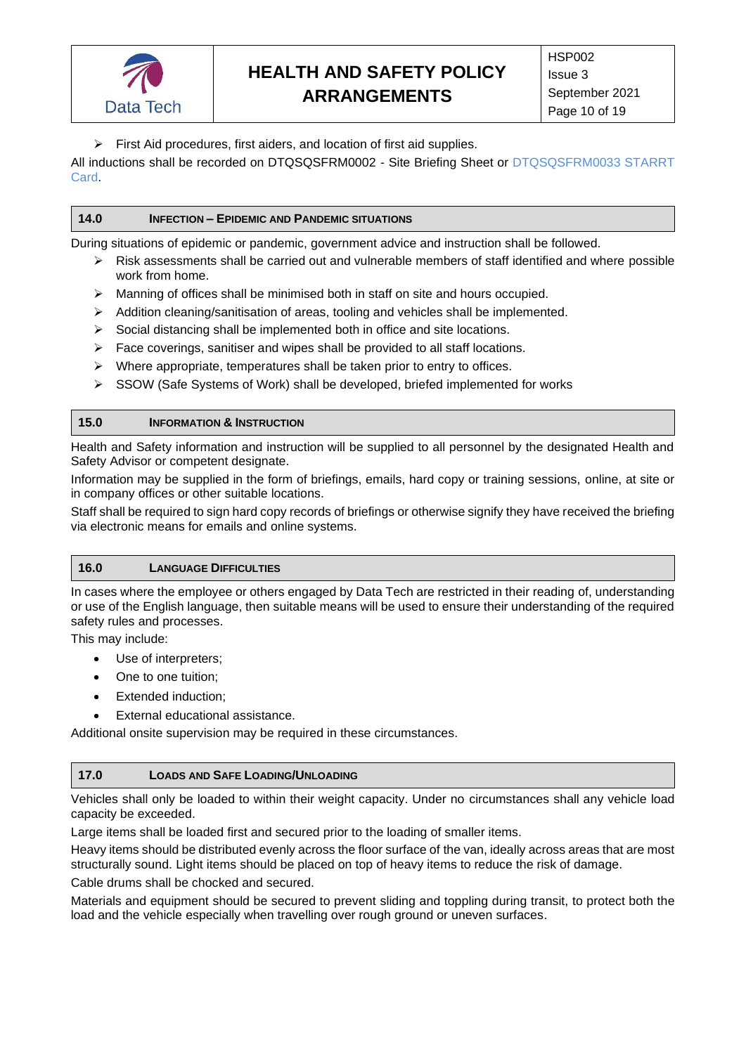- First Aid procedures, first aiders, and location of first aid supplies.

All inductions shall be recorded on DTQSQSFRM0002 - Site Briefing Sheet or DTQSQSFRM0033 STARRT Card.

## 14.0 INFECTION – EPIDEMIC AND PANDEMIC SITUATIONS

During situations of epidemic or pandemic, government advice and instruction shall be followed.

- Risk assessments shall be carried out and vulnerable members of staff identified and where possible work from home.
- Manning of offices shall be minimised both in staff on site and hours occupied.
- Addition cleaning/sanitisation of areas, tooling and vehicles shall be implemented.
- Social distancing shall be implemented both in office and site locations.
- Face coverings, sanitiser and wipes shall be provided to all staff locations.
- Where appropriate, temperatures shall be taken prior to entry to offices.
- SSOW (Safe Systems of Work) shall be developed, briefed implemented for works

## 15.0 INFORMATION & INSTRUCTION

Health and Safety information and instruction will be supplied to all personnel by the designated Health and Safety Advisor or competent designate.

Information may be supplied in the form of briefings, emails, hard copy or training sessions, online, at site or in company offices or other suitable locations.

Staff shall be required to sign hard copy records of briefings or otherwise signify they have received the briefing via electronic means for emails and online systems.

## 16.0 LANGUAGE DIFFICULTIES

In cases where the employee or others engaged by Data Tech are restricted in their reading of, understanding or use of the English language, then suitable means will be used to ensure their understanding of the required safety rules and processes.

This may include:

- Use of interpreters;
- One to one tuition;
- Extended induction;
- External educational assistance.

Additional onsite supervision may be required in these circumstances.

## 17.0 LOADS AND SAFE LOADING/UNLOADING

Vehicles shall only be loaded to within their weight capacity. Under no circumstances shall any vehicle load capacity be exceeded.

Large items shall be loaded first and secured prior to the loading of smaller items.

Heavy items should be distributed evenly across the floor surface of the van, ideally across areas that are most structurally sound. Light items should be placed on top of heavy items to reduce the risk of damage.

Cable drums shall be chocked and secured.

Materials and equipment should be secured to prevent sliding and toppling during transit, to protect both the load and the vehicle especially when travelling over rough ground or uneven surfaces.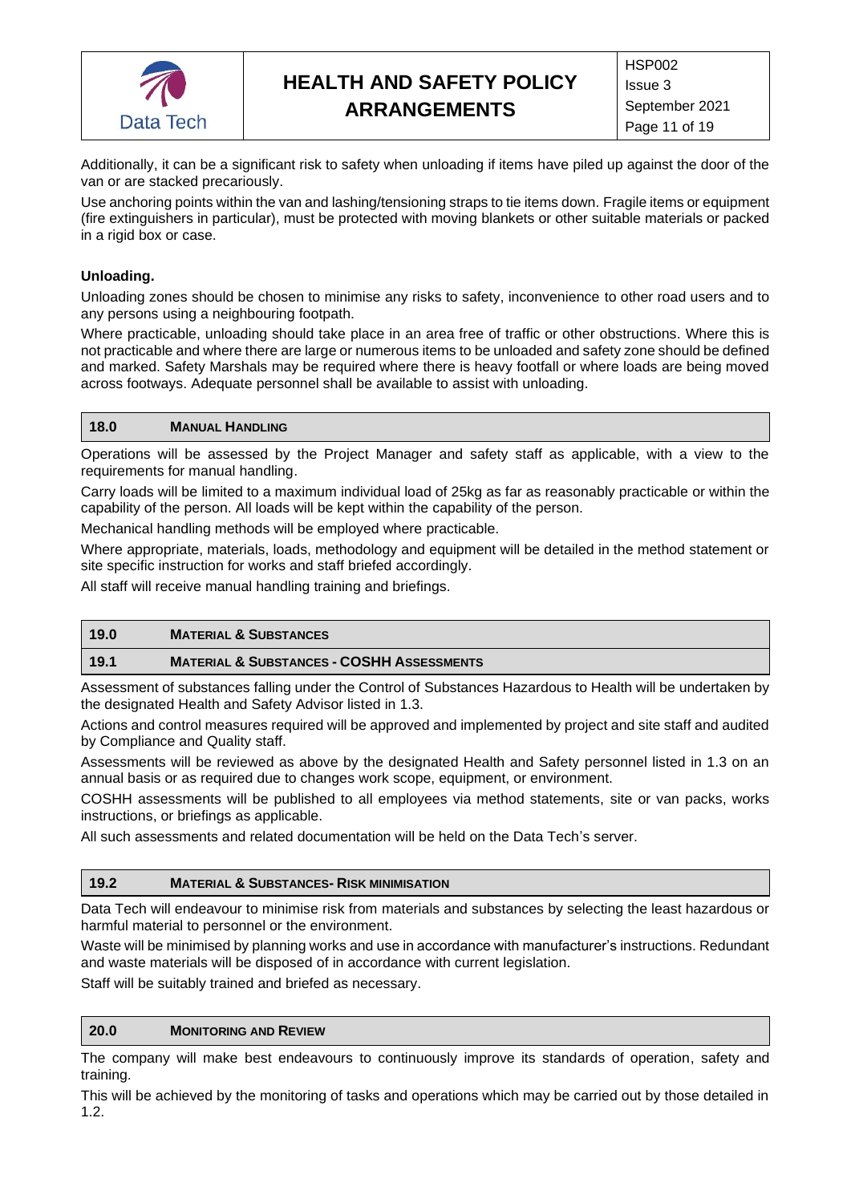Additionally, it can be a significant risk to safety when unloading if items have piled up against the door of the van or are stacked precariously.

Use anchoring points within the van and lashing/tensioning straps to tie items down. Fragile items or equipment (fire extinguishers in particular), must be protected with moving blankets or other suitable materials or packed in a rigid box or case.

**Unloading.**

Unloading zones should be chosen to minimise any risks to safety, inconvenience to other road users and to any persons using a neighbouring footpath.

Where practicable, unloading should take place in an area free of traffic or other obstructions. Where this is not practicable and where there are large or numerous items to be unloaded and safety zone should be defined and marked. Safety Marshals may be required where there is heavy footfall or where loads are being moved across footways. Adequate personnel shall be available to assist with unloading.

## 18.0 MANUAL HANDLING

Operations will be assessed by the Project Manager and safety staff as applicable, with a view to the requirements for manual handling.

Carry loads will be limited to a maximum individual load of 25kg as far as reasonably practicable or within the capability of the person. All loads will be kept within the capability of the person.

Mechanical handling methods will be employed where practicable.

Where appropriate, materials, loads, methodology and equipment will be detailed in the method statement or site specific instruction for works and staff briefed accordingly.

All staff will receive manual handling training and briefings.

## 19.0 MATERIAL & SUBSTANCES

### 19.1 MATERIAL & SUBSTANCES - COSHH ASSESSMENTS

Assessment of substances falling under the Control of Substances Hazardous to Health will be undertaken by the designated Health and Safety Advisor listed in 1.3.

Actions and control measures required will be approved and implemented by project and site staff and audited by Compliance and Quality staff.

Assessments will be reviewed as above by the designated Health and Safety personnel listed in 1.3 on an annual basis or as required due to changes work scope, equipment, or environment.

COSHH assessments will be published to all employees via method statements, site or van packs, works instructions, or briefings as applicable.

All such assessments and related documentation will be held on the Data Tech's server.

### 19.2 MATERIAL & SUBSTANCES- RISK MINIMISATION

Data Tech will endeavour to minimise risk from materials and substances by selecting the least hazardous or harmful material to personnel or the environment.

Waste will be minimised by planning works and use in accordance with manufacturer's instructions. Redundant and waste materials will be disposed of in accordance with current legislation.

Staff will be suitably trained and briefed as necessary.

## 20.0 MONITORING AND REVIEW

The company will make best endeavours to continuously improve its standards of operation, safety and training.

This will be achieved by the monitoring of tasks and operations which may be carried out by those detailed in 1.2.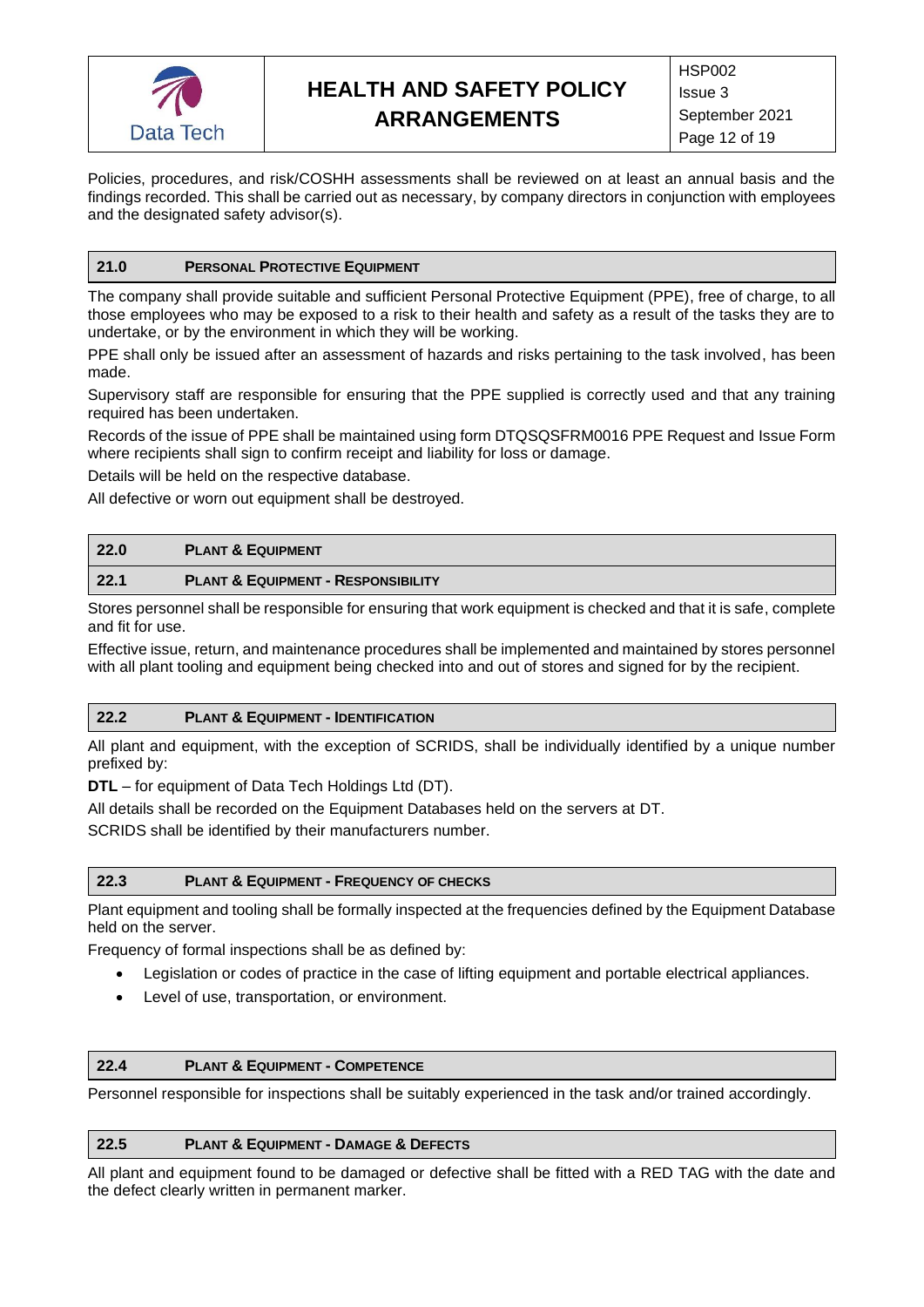Policies, procedures, and risk/COSHH assessments shall be reviewed on at least an annual basis and the findings recorded. This shall be carried out as necessary, by company directors in conjunction with employees and the designated safety advisor(s).

## 21.0 PERSONAL PROTECTIVE EQUIPMENT

The company shall provide suitable and sufficient Personal Protective Equipment (PPE), free of charge, to all those employees who may be exposed to a risk to their health and safety as a result of the tasks they are to undertake, or by the environment in which they will be working.

PPE shall only be issued after an assessment of hazards and risks pertaining to the task involved, has been made.

Supervisory staff are responsible for ensuring that the PPE supplied is correctly used and that any training required has been undertaken.

Records of the issue of PPE shall be maintained using form DTQSQSFRM0016 PPE Request and Issue Form where recipients shall sign to confirm receipt and liability for loss or damage.

Details will be held on the respective database.

All defective or worn out equipment shall be destroyed.

## 22.0 PLANT & EQUIPMENT

### 22.1 PLANT & EQUIPMENT - RESPONSIBILITY

Stores personnel shall be responsible for ensuring that work equipment is checked and that it is safe, complete and fit for use.

Effective issue, return, and maintenance procedures shall be implemented and maintained by stores personnel with all plant tooling and equipment being checked into and out of stores and signed for by the recipient.

### 22.2 PLANT & EQUIPMENT - IDENTIFICATION

All plant and equipment, with the exception of SCRIDS, shall be individually identified by a unique number prefixed by:

**DTL** – for equipment of Data Tech Holdings Ltd (DT).

All details shall be recorded on the Equipment Databases held on the servers at DT.

SCRIDS shall be identified by their manufacturers number.

### 22.3 PLANT & EQUIPMENT - FREQUENCY OF CHECKS

Plant equipment and tooling shall be formally inspected at the frequencies defined by the Equipment Database held on the server.

Frequency of formal inspections shall be as defined by:

- Legislation or codes of practice in the case of lifting equipment and portable electrical appliances.
- Level of use, transportation, or environment.

### 22.4 PLANT & EQUIPMENT - COMPETENCE

Personnel responsible for inspections shall be suitably experienced in the task and/or trained accordingly.

### 22.5 PLANT & EQUIPMENT - DAMAGE & DEFECTS

All plant and equipment found to be damaged or defective shall be fitted with a RED TAG with the date and the defect clearly written in permanent marker.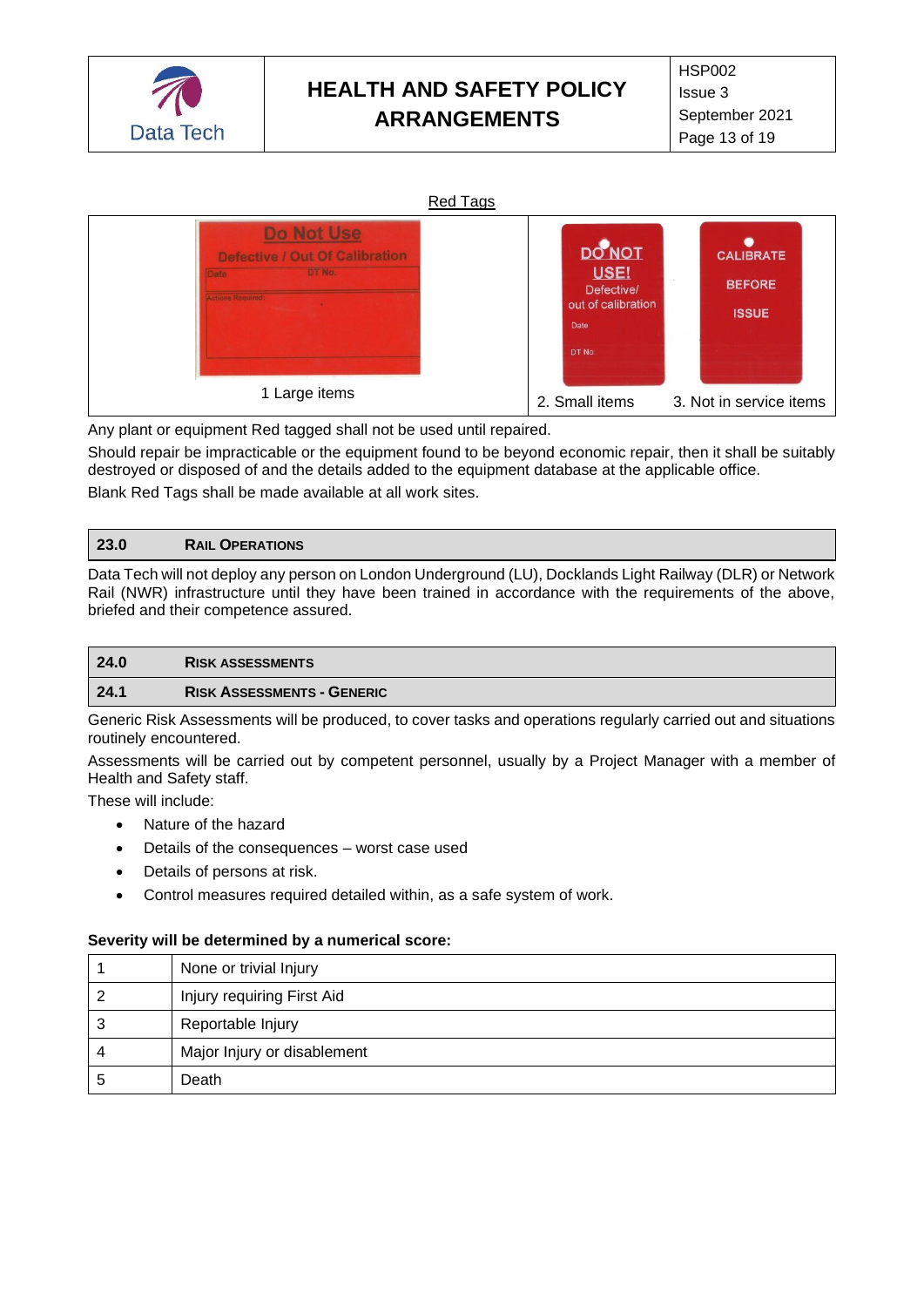Red Tags

| Do Not Use<br>Defective / Out Of Calibration<br>Date DT No.<br>Actions Required:<br><br>1 Large items | DO NOT USE!<br>Defective/ out of calibration<br>Date<br>DT No<br><br>2. Small items | CALIBRATE BEFORE ISSUE<br><br>3. Not in service items |
|---|---|---|

Any plant or equipment Red tagged shall not be used until repaired.

Should repair be impracticable or the equipment found to be beyond economic repair, then it shall be suitably destroyed or disposed of and the details added to the equipment database at the applicable office.

Blank Red Tags shall be made available at all work sites.

## 23.0 Rail Operations

Data Tech will not deploy any person on London Underground (LU), Docklands Light Railway (DLR) or Network Rail (NWR) infrastructure until they have been trained in accordance with the requirements of the above, briefed and their competence assured.

## 24.0 Risk Assessments

### 24.1 Risk Assessments - Generic

Generic Risk Assessments will be produced, to cover tasks and operations regularly carried out and situations routinely encountered.

Assessments will be carried out by competent personnel, usually by a Project Manager with a member of Health and Safety staff.

These will include:

- Nature of the hazard
- Details of the consequences – worst case used
- Details of persons at risk.
- Control measures required detailed within, as a safe system of work.

**Severity will be determined by a numerical score:**

| | |
|---|---|
| 1 | None or trivial Injury |
| 2 | Injury requiring First Aid |
| 3 | Reportable Injury |
| 4 | Major Injury or disablement |
| 5 | Death |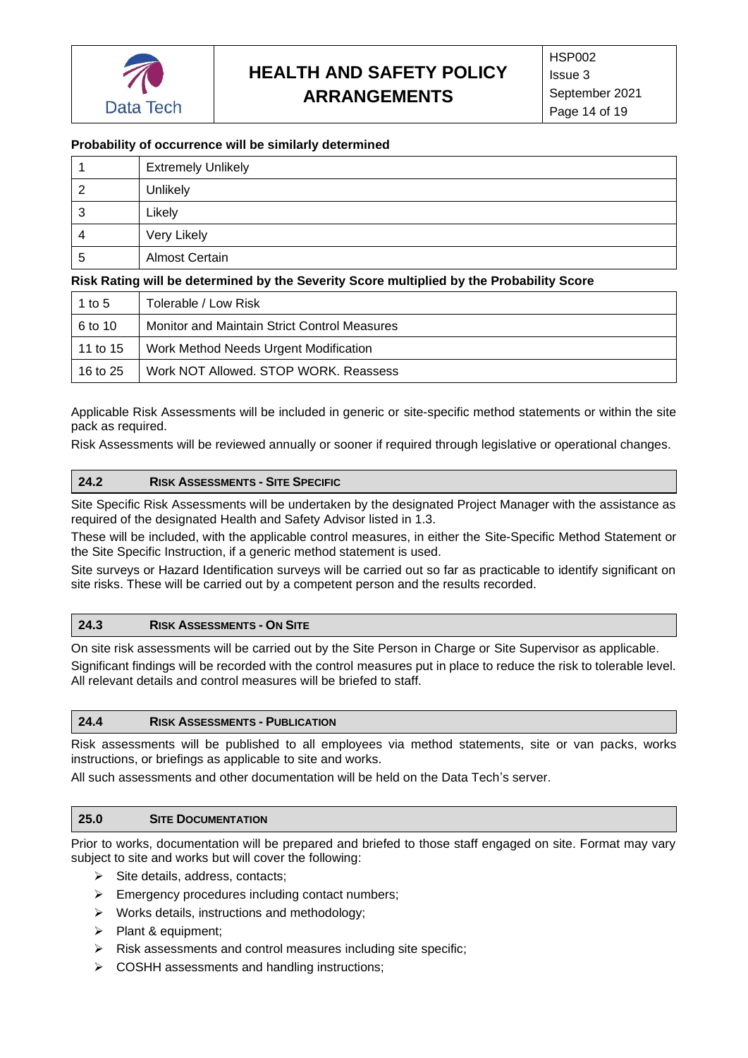**Probability of occurrence will be similarly determined**

| | |
|---|---|
| 1 | Extremely Unlikely |
| 2 | Unlikely |
| 3 | Likely |
| 4 | Very Likely |
| 5 | Almost Certain |

**Risk Rating will be determined by the Severity Score multiplied by the Probability Score**

| | |
|---|---|
| 1 to 5 | Tolerable / Low Risk |
| 6 to 10 | Monitor and Maintain Strict Control Measures |
| 11 to 15 | Work Method Needs Urgent Modification |
| 16 to 25 | Work NOT Allowed. STOP WORK. Reassess |

Applicable Risk Assessments will be included in generic or site-specific method statements or within the site pack as required.

Risk Assessments will be reviewed annually or sooner if required through legislative or operational changes.

## 24.2 Risk Assessments - Site Specific

Site Specific Risk Assessments will be undertaken by the designated Project Manager with the assistance as required of the designated Health and Safety Advisor listed in 1.3.

These will be included, with the applicable control measures, in either the Site-Specific Method Statement or the Site Specific Instruction, if a generic method statement is used.

Site surveys or Hazard Identification surveys will be carried out so far as practicable to identify significant on site risks. These will be carried out by a competent person and the results recorded.

## 24.3 Risk Assessments - On Site

On site risk assessments will be carried out by the Site Person in Charge or Site Supervisor as applicable.

Significant findings will be recorded with the control measures put in place to reduce the risk to tolerable level. All relevant details and control measures will be briefed to staff.

## 24.4 Risk Assessments - Publication

Risk assessments will be published to all employees via method statements, site or van packs, works instructions, or briefings as applicable to site and works.

All such assessments and other documentation will be held on the Data Tech's server.

## 25.0 Site Documentation

Prior to works, documentation will be prepared and briefed to those staff engaged on site. Format may vary subject to site and works but will cover the following:

- Site details, address, contacts;
- Emergency procedures including contact numbers;
- Works details, instructions and methodology;
- Plant & equipment;
- Risk assessments and control measures including site specific;
- COSHH assessments and handling instructions;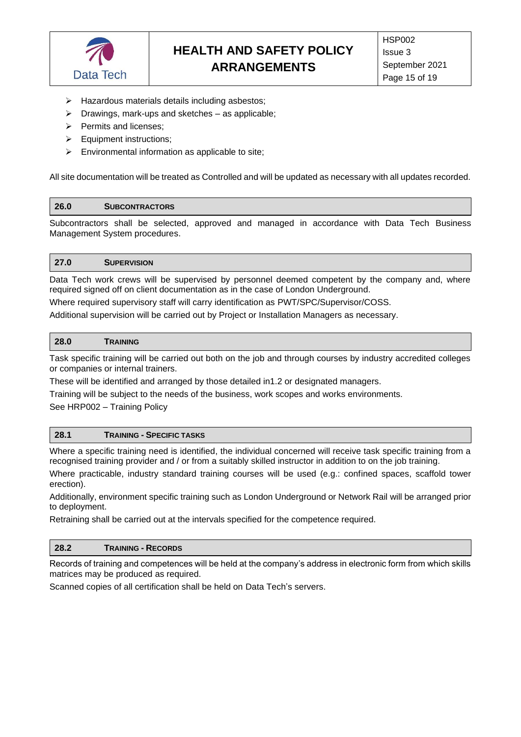- Hazardous materials details including asbestos;
- Drawings, mark-ups and sketches – as applicable;
- Permits and licenses;
- Equipment instructions;
- Environmental information as applicable to site;

All site documentation will be treated as Controlled and will be updated as necessary with all updates recorded.

## 26.0 SUBCONTRACTORS

Subcontractors shall be selected, approved and managed in accordance with Data Tech Business Management System procedures.

## 27.0 SUPERVISION

Data Tech work crews will be supervised by personnel deemed competent by the company and, where required signed off on client documentation as in the case of London Underground.

Where required supervisory staff will carry identification as PWT/SPC/Supervisor/COSS.

Additional supervision will be carried out by Project or Installation Managers as necessary.

## 28.0 TRAINING

Task specific training will be carried out both on the job and through courses by industry accredited colleges or companies or internal trainers.

These will be identified and arranged by those detailed in1.2 or designated managers.

Training will be subject to the needs of the business, work scopes and works environments.

See HRP002 – Training Policy

### 28.1 TRAINING - SPECIFIC TASKS

Where a specific training need is identified, the individual concerned will receive task specific training from a recognised training provider and / or from a suitably skilled instructor in addition to on the job training.

Where practicable, industry standard training courses will be used (e.g.: confined spaces, scaffold tower erection).

Additionally, environment specific training such as London Underground or Network Rail will be arranged prior to deployment.

Retraining shall be carried out at the intervals specified for the competence required.

### 28.2 TRAINING - RECORDS

Records of training and competences will be held at the company's address in electronic form from which skills matrices may be produced as required.

Scanned copies of all certification shall be held on Data Tech's servers.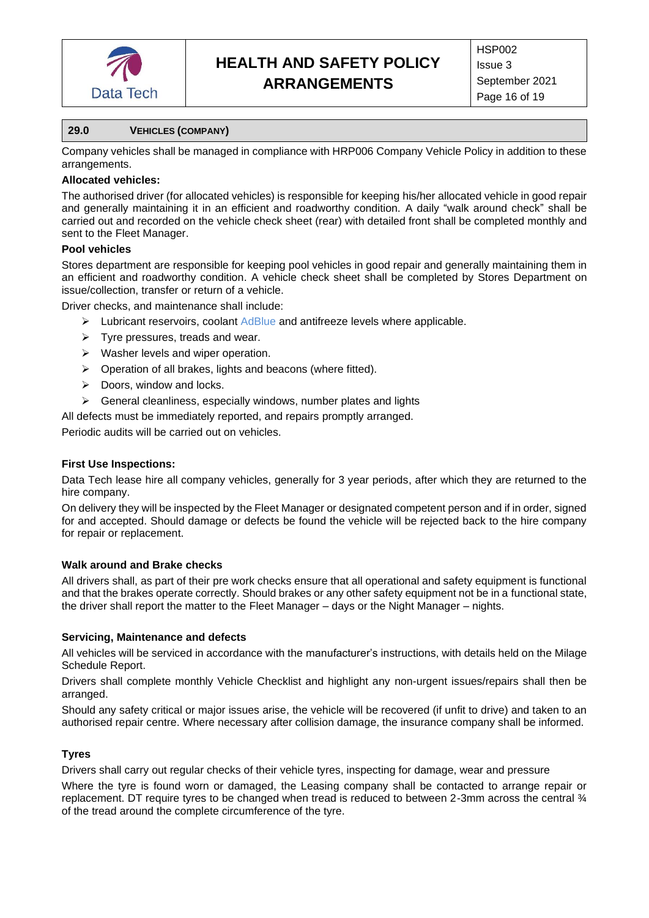## 29.0 VEHICLES (COMPANY)

Company vehicles shall be managed in compliance with HRP006 Company Vehicle Policy in addition to these arrangements.

**Allocated vehicles:**

The authorised driver (for allocated vehicles) is responsible for keeping his/her allocated vehicle in good repair and generally maintaining it in an efficient and roadworthy condition. A daily "walk around check" shall be carried out and recorded on the vehicle check sheet (rear) with detailed front shall be completed monthly and sent to the Fleet Manager.

**Pool vehicles**

Stores department are responsible for keeping pool vehicles in good repair and generally maintaining them in an efficient and roadworthy condition. A vehicle check sheet shall be completed by Stores Department on issue/collection, transfer or return of a vehicle.

Driver checks, and maintenance shall include:

- Lubricant reservoirs, coolant AdBlue and antifreeze levels where applicable.
- Tyre pressures, treads and wear.
- Washer levels and wiper operation.
- Operation of all brakes, lights and beacons (where fitted).
- Doors, window and locks.
- General cleanliness, especially windows, number plates and lights

All defects must be immediately reported, and repairs promptly arranged.

Periodic audits will be carried out on vehicles.

**First Use Inspections:**

Data Tech lease hire all company vehicles, generally for 3 year periods, after which they are returned to the hire company.

On delivery they will be inspected by the Fleet Manager or designated competent person and if in order, signed for and accepted. Should damage or defects be found the vehicle will be rejected back to the hire company for repair or replacement.

**Walk around and Brake checks**

All drivers shall, as part of their pre work checks ensure that all operational and safety equipment is functional and that the brakes operate correctly. Should brakes or any other safety equipment not be in a functional state, the driver shall report the matter to the Fleet Manager – days or the Night Manager – nights.

**Servicing, Maintenance and defects**

All vehicles will be serviced in accordance with the manufacturer's instructions, with details held on the Milage Schedule Report.

Drivers shall complete monthly Vehicle Checklist and highlight any non-urgent issues/repairs shall then be arranged.

Should any safety critical or major issues arise, the vehicle will be recovered (if unfit to drive) and taken to an authorised repair centre. Where necessary after collision damage, the insurance company shall be informed.

**Tyres**

Drivers shall carry out regular checks of their vehicle tyres, inspecting for damage, wear and pressure

Where the tyre is found worn or damaged, the Leasing company shall be contacted to arrange repair or replacement. DT require tyres to be changed when tread is reduced to between 2-3mm across the central ¾ of the tread around the complete circumference of the tyre.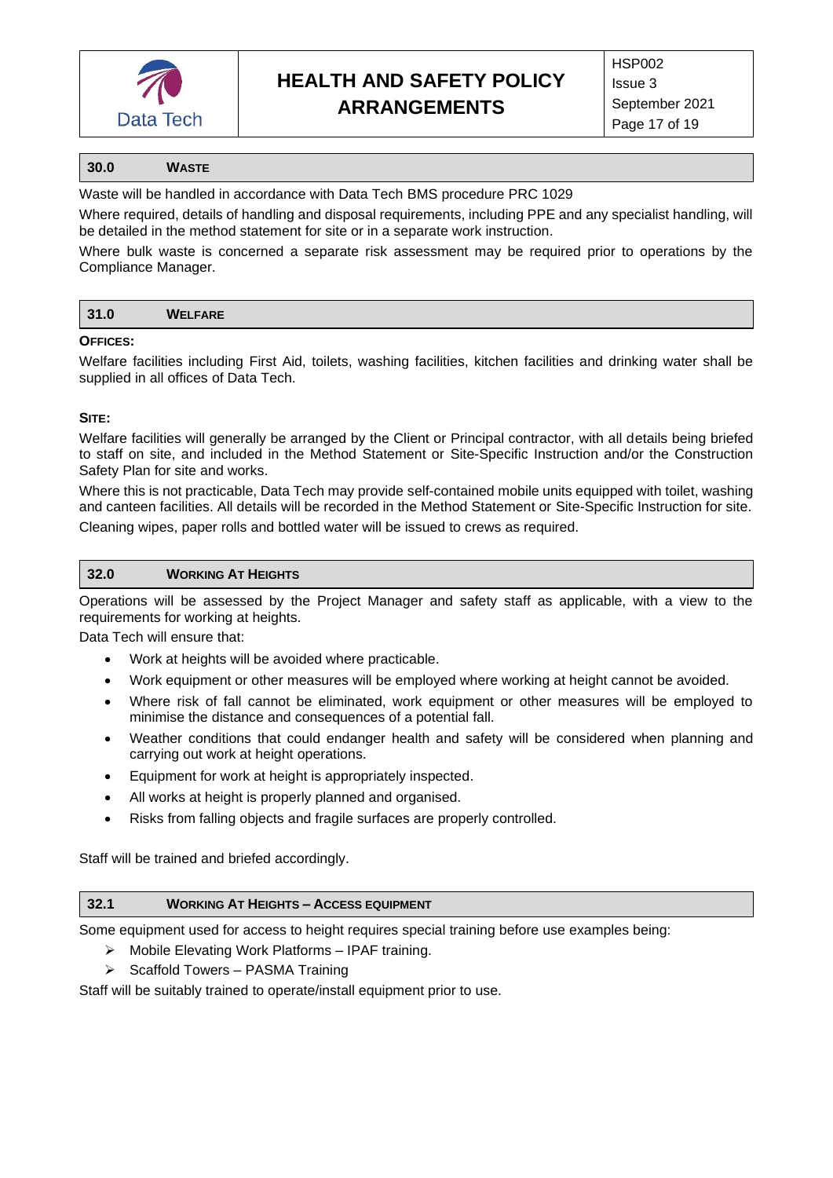## 30.0 WASTE

Waste will be handled in accordance with Data Tech BMS procedure PRC 1029

Where required, details of handling and disposal requirements, including PPE and any specialist handling, will be detailed in the method statement for site or in a separate work instruction.

Where bulk waste is concerned a separate risk assessment may be required prior to operations by the Compliance Manager.

## 31.0 WELFARE

**OFFICES:**

Welfare facilities including First Aid, toilets, washing facilities, kitchen facilities and drinking water shall be supplied in all offices of Data Tech.

**SITE:**

Welfare facilities will generally be arranged by the Client or Principal contractor, with all details being briefed to staff on site, and included in the Method Statement or Site-Specific Instruction and/or the Construction Safety Plan for site and works.

Where this is not practicable, Data Tech may provide self-contained mobile units equipped with toilet, washing and canteen facilities. All details will be recorded in the Method Statement or Site-Specific Instruction for site.

Cleaning wipes, paper rolls and bottled water will be issued to crews as required.

## 32.0 WORKING AT HEIGHTS

Operations will be assessed by the Project Manager and safety staff as applicable, with a view to the requirements for working at heights.

Data Tech will ensure that:

- Work at heights will be avoided where practicable.
- Work equipment or other measures will be employed where working at height cannot be avoided.
- Where risk of fall cannot be eliminated, work equipment or other measures will be employed to minimise the distance and consequences of a potential fall.
- Weather conditions that could endanger health and safety will be considered when planning and carrying out work at height operations.
- Equipment for work at height is appropriately inspected.
- All works at height is properly planned and organised.
- Risks from falling objects and fragile surfaces are properly controlled.

Staff will be trained and briefed accordingly.

## 32.1 WORKING AT HEIGHTS – ACCESS EQUIPMENT

Some equipment used for access to height requires special training before use examples being:

- Mobile Elevating Work Platforms – IPAF training.
- Scaffold Towers – PASMA Training

Staff will be suitably trained to operate/install equipment prior to use.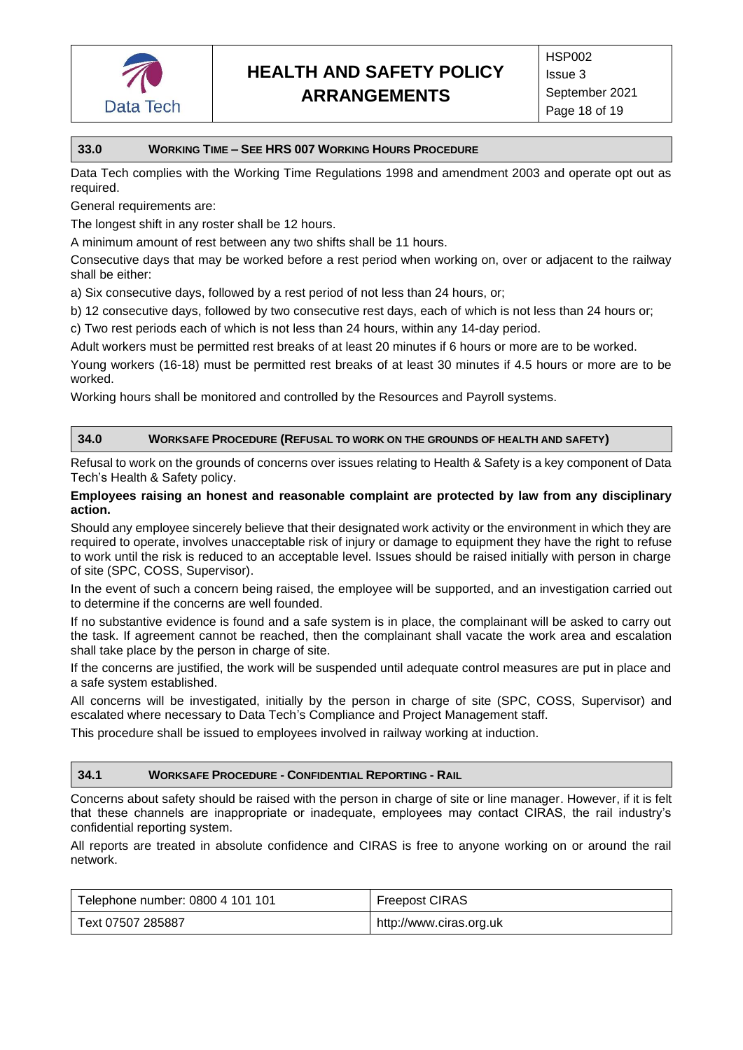## 33.0 WORKING TIME – SEE HRS 007 WORKING HOURS PROCEDURE

Data Tech complies with the Working Time Regulations 1998 and amendment 2003 and operate opt out as required.

General requirements are:

The longest shift in any roster shall be 12 hours.

A minimum amount of rest between any two shifts shall be 11 hours.

Consecutive days that may be worked before a rest period when working on, over or adjacent to the railway shall be either:

a) Six consecutive days, followed by a rest period of not less than 24 hours, or;

b) 12 consecutive days, followed by two consecutive rest days, each of which is not less than 24 hours or;

c) Two rest periods each of which is not less than 24 hours, within any 14-day period.

Adult workers must be permitted rest breaks of at least 20 minutes if 6 hours or more are to be worked.

Young workers (16-18) must be permitted rest breaks of at least 30 minutes if 4.5 hours or more are to be worked.

Working hours shall be monitored and controlled by the Resources and Payroll systems.

## 34.0 WORKSAFE PROCEDURE (REFUSAL TO WORK ON THE GROUNDS OF HEALTH AND SAFETY)

Refusal to work on the grounds of concerns over issues relating to Health & Safety is a key component of Data Tech's Health & Safety policy.

**Employees raising an honest and reasonable complaint are protected by law from any disciplinary action.**

Should any employee sincerely believe that their designated work activity or the environment in which they are required to operate, involves unacceptable risk of injury or damage to equipment they have the right to refuse to work until the risk is reduced to an acceptable level. Issues should be raised initially with person in charge of site (SPC, COSS, Supervisor).

In the event of such a concern being raised, the employee will be supported, and an investigation carried out to determine if the concerns are well founded.

If no substantive evidence is found and a safe system is in place, the complainant will be asked to carry out the task. If agreement cannot be reached, then the complainant shall vacate the work area and escalation shall take place by the person in charge of site.

If the concerns are justified, the work will be suspended until adequate control measures are put in place and a safe system established.

All concerns will be investigated, initially by the person in charge of site (SPC, COSS, Supervisor) and escalated where necessary to Data Tech's Compliance and Project Management staff.

This procedure shall be issued to employees involved in railway working at induction.

## 34.1 WORKSAFE PROCEDURE - CONFIDENTIAL REPORTING - RAIL

Concerns about safety should be raised with the person in charge of site or line manager. However, if it is felt that these channels are inappropriate or inadequate, employees may contact CIRAS, the rail industry's confidential reporting system.

All reports are treated in absolute confidence and CIRAS is free to anyone working on or around the rail network.

| Telephone number: 0800 4 101 101 | Freepost CIRAS |
|---|---|
| Text 07507 285887 | http://www.ciras.org.uk |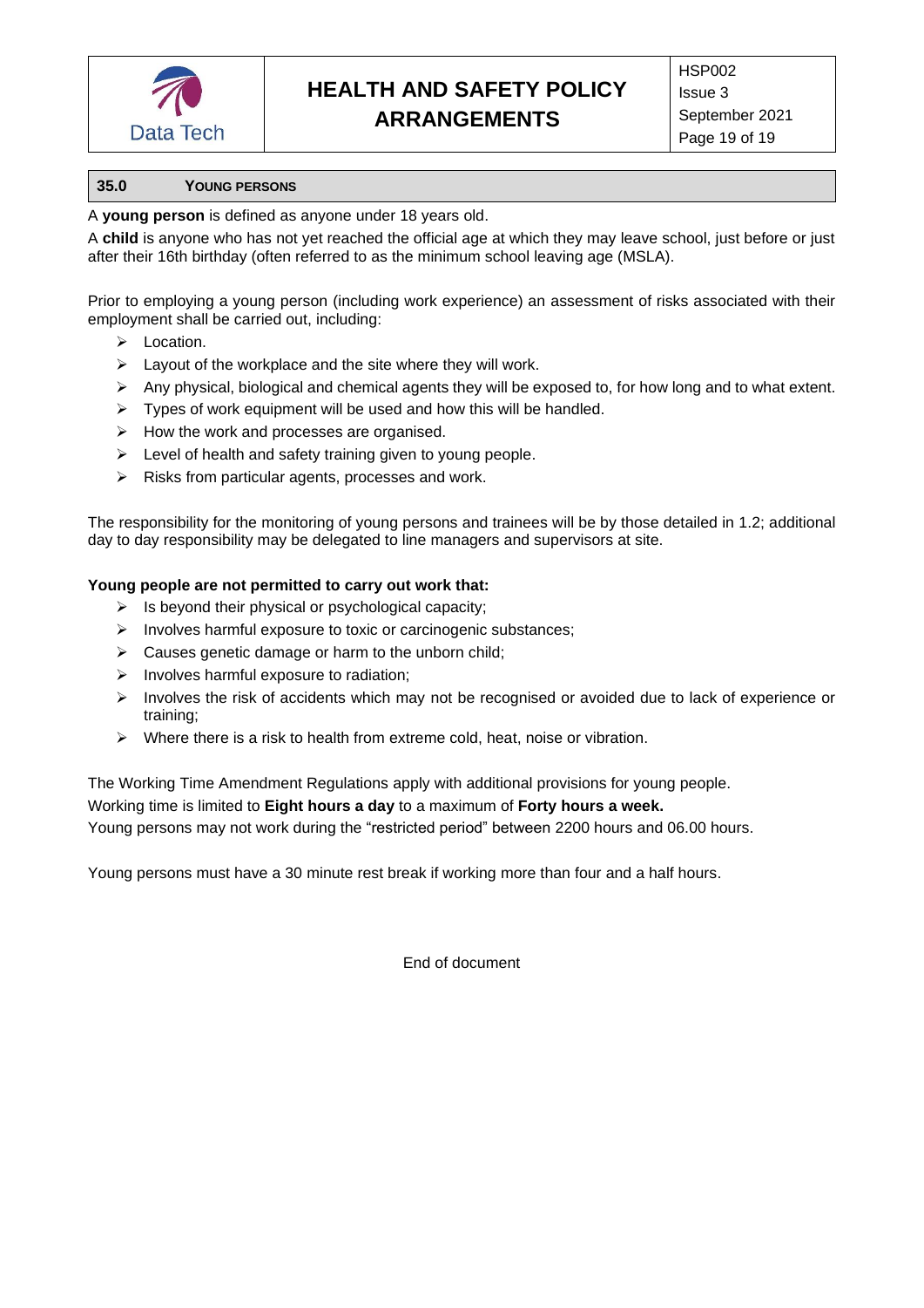## 35.0 YOUNG PERSONS

A **young person** is defined as anyone under 18 years old.

A **child** is anyone who has not yet reached the official age at which they may leave school, just before or just after their 16th birthday (often referred to as the minimum school leaving age (MSLA).

Prior to employing a young person (including work experience) an assessment of risks associated with their employment shall be carried out, including:

- Location.
- Layout of the workplace and the site where they will work.
- Any physical, biological and chemical agents they will be exposed to, for how long and to what extent.
- Types of work equipment will be used and how this will be handled.
- How the work and processes are organised.
- Level of health and safety training given to young people.
- Risks from particular agents, processes and work.

The responsibility for the monitoring of young persons and trainees will be by those detailed in 1.2; additional day to day responsibility may be delegated to line managers and supervisors at site.

**Young people are not permitted to carry out work that:**

- Is beyond their physical or psychological capacity;
- Involves harmful exposure to toxic or carcinogenic substances;
- Causes genetic damage or harm to the unborn child;
- Involves harmful exposure to radiation;
- Involves the risk of accidents which may not be recognised or avoided due to lack of experience or training;
- Where there is a risk to health from extreme cold, heat, noise or vibration.

The Working Time Amendment Regulations apply with additional provisions for young people.
Working time is limited to **Eight hours a day** to a maximum of **Forty hours a week.**
Young persons may not work during the “restricted period” between 2200 hours and 06.00 hours.

Young persons must have a 30 minute rest break if working more than four and a half hours.

End of document